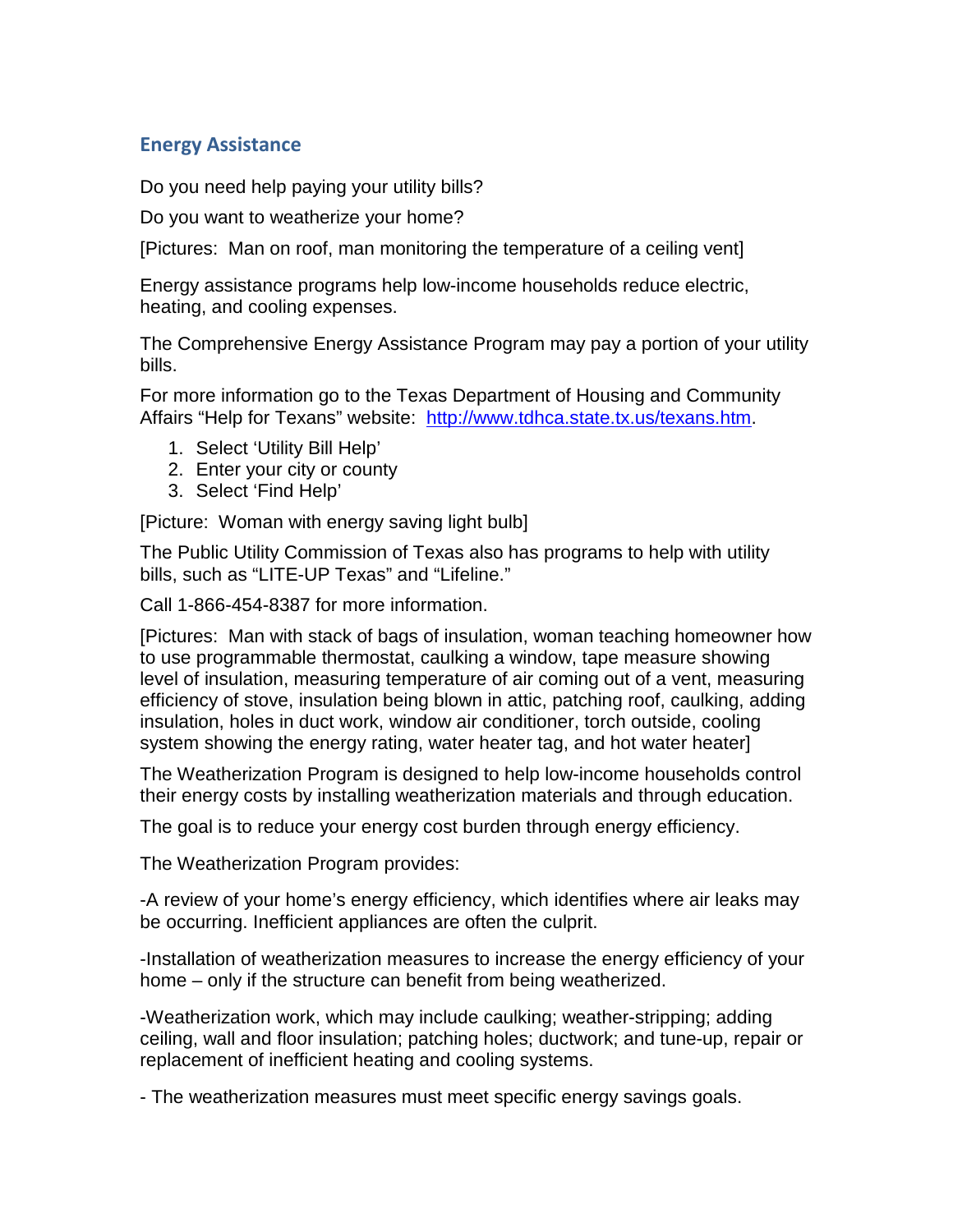## Energy Assistance

Do you need help paying your utility bills?

Do you want to weatherize your home?

[Pictures: Man on roof, man monitoring the temperature of a ceiling vent]

Energy assistance programs help low-income households reduce electric, heating, and cooling expenses.

The Comprehensive Energy Assistance Program may pay a portion of your utility bills.

For more information go to the Texas Department of Housing and Community Affairs "Help for Texans" website: [http://www.tdhca.state.tx.us/texans.htm](http://www.tdhca.state.tx.us/texans.htm).

1. Select 'Utility Bill Help'
2. Enter your city or county
3. Select 'Find Help'

[Picture: Woman with energy saving light bulb]

The Public Utility Commission of Texas also has programs to help with utility bills, such as "LITE-UP Texas" and "Lifeline."

Call 1-866-454-8387 for more information.

[Pictures: Man with stack of bags of insulation, woman teaching homeowner how to use programmable thermostat, caulking a window, tape measure showing level of insulation, measuring temperature of air coming out of a vent, measuring efficiency of stove, insulation being blown in attic, patching roof, caulking, adding insulation, holes in duct work, window air conditioner, torch outside, cooling system showing the energy rating, water heater tag, and hot water heater]

The Weatherization Program is designed to help low-income households control their energy costs by installing weatherization materials and through education.

The goal is to reduce your energy cost burden through energy efficiency.

The Weatherization Program provides:

-A review of your home's energy efficiency, which identifies where air leaks may be occurring. Inefficient appliances are often the culprit.

-Installation of weatherization measures to increase the energy efficiency of your home – only if the structure can benefit from being weatherized.

-Weatherization work, which may include caulking; weather-stripping; adding ceiling, wall and floor insulation; patching holes; ductwork; and tune-up, repair or replacement of inefficient heating and cooling systems.

- The weatherization measures must meet specific energy savings goals.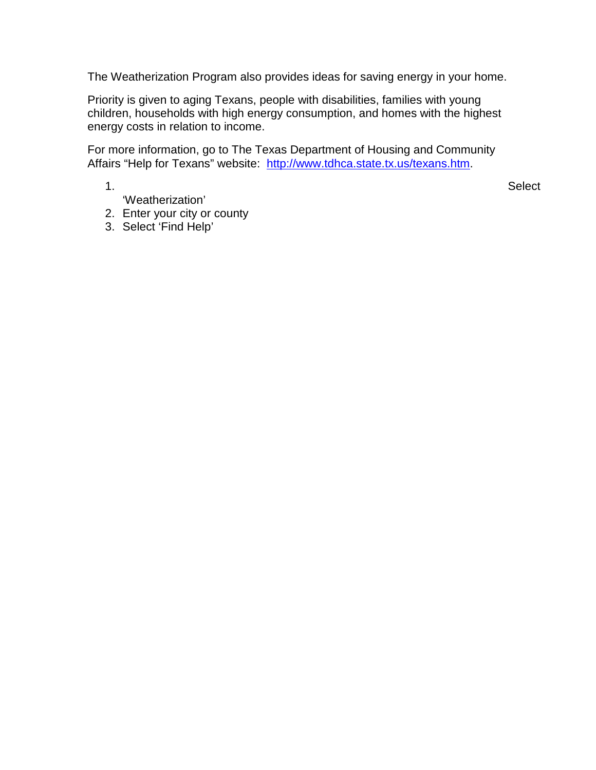The Weatherization Program also provides ideas for saving energy in your home.

Priority is given to aging Texans, people with disabilities, families with young children, households with high energy consumption, and homes with the highest energy costs in relation to income.

For more information, go to The Texas Department of Housing and Community Affairs "Help for Texans" website: [http://www.tdhca.state.tx.us/texans.htm](http://www.tdhca.state.tx.us/texans.htm).

1. Select 'Weatherization'
2. Enter your city or county
3. Select 'Find Help'